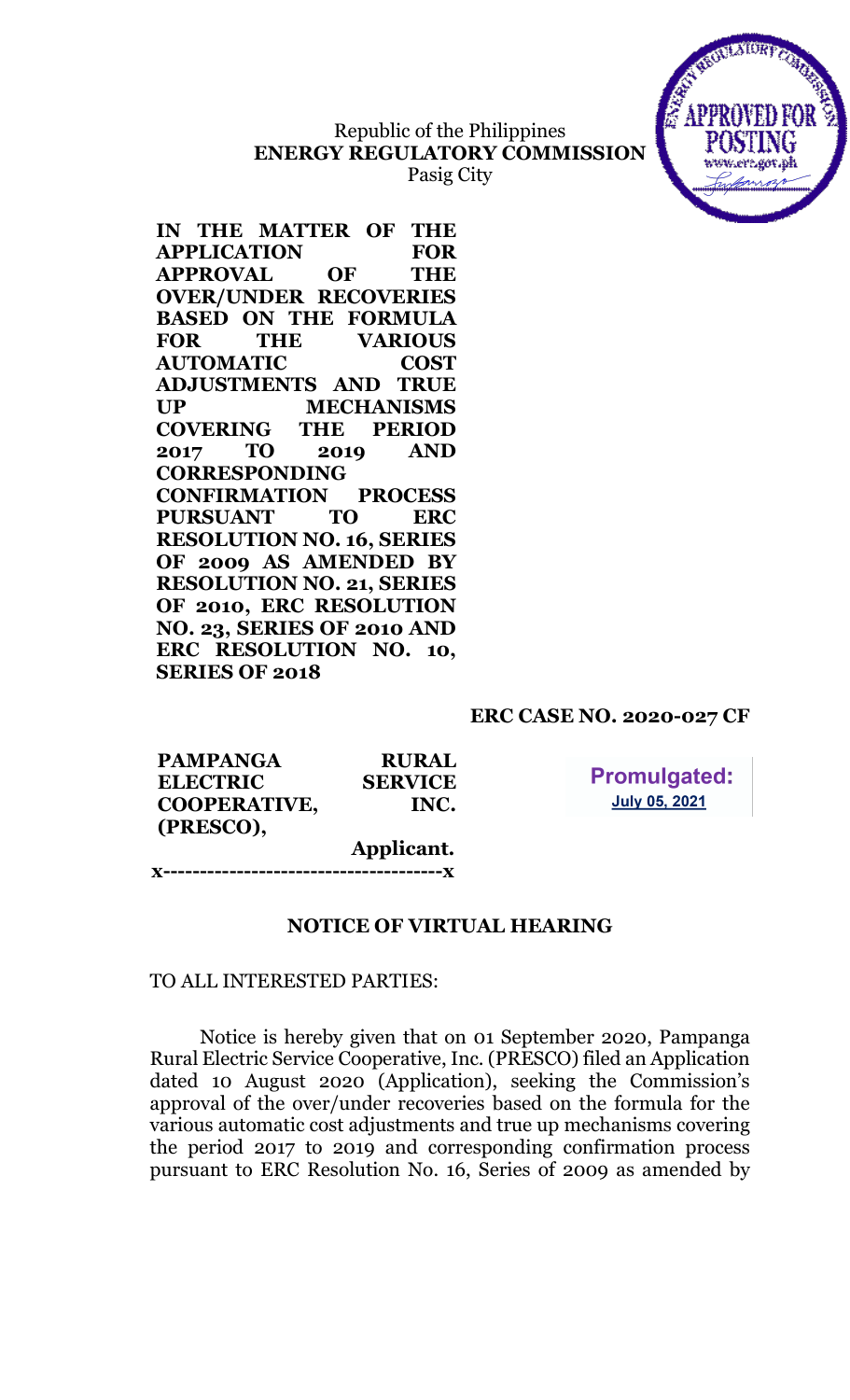Republic of the Philippines
**ENERGY REGULATORY COMMISSION**
Pasig City

**IN THE MATTER OF THE APPLICATION FOR APPROVAL OF THE OVER/UNDER RECOVERIES BASED ON THE FORMULA FOR THE VARIOUS AUTOMATIC COST ADJUSTMENTS AND TRUE UP MECHANISMS COVERING THE PERIOD 2017 TO 2019 AND CORRESPONDING CONFIRMATION PROCESS PURSUANT TO ERC RESOLUTION NO. 16, SERIES OF 2009 AS AMENDED BY RESOLUTION NO. 21, SERIES OF 2010, ERC RESOLUTION NO. 23, SERIES OF 2010 AND ERC RESOLUTION NO. 10, SERIES OF 2018**

**ERC CASE NO. 2020-027 CF**

**PAMPANGA RURAL ELECTRIC SERVICE COOPERATIVE, INC. (PRESCO),**

**Applicant.**

**x--------------------------------------x**

**Promulgated:**
July 05, 2021

## NOTICE OF VIRTUAL HEARING

TO ALL INTERESTED PARTIES:

Notice is hereby given that on 01 September 2020, Pampanga Rural Electric Service Cooperative, Inc. (PRESCO) filed an Application dated 10 August 2020 (Application), seeking the Commission's approval of the over/under recoveries based on the formula for the various automatic cost adjustments and true up mechanisms covering the period 2017 to 2019 and corresponding confirmation process pursuant to ERC Resolution No. 16, Series of 2009 as amended by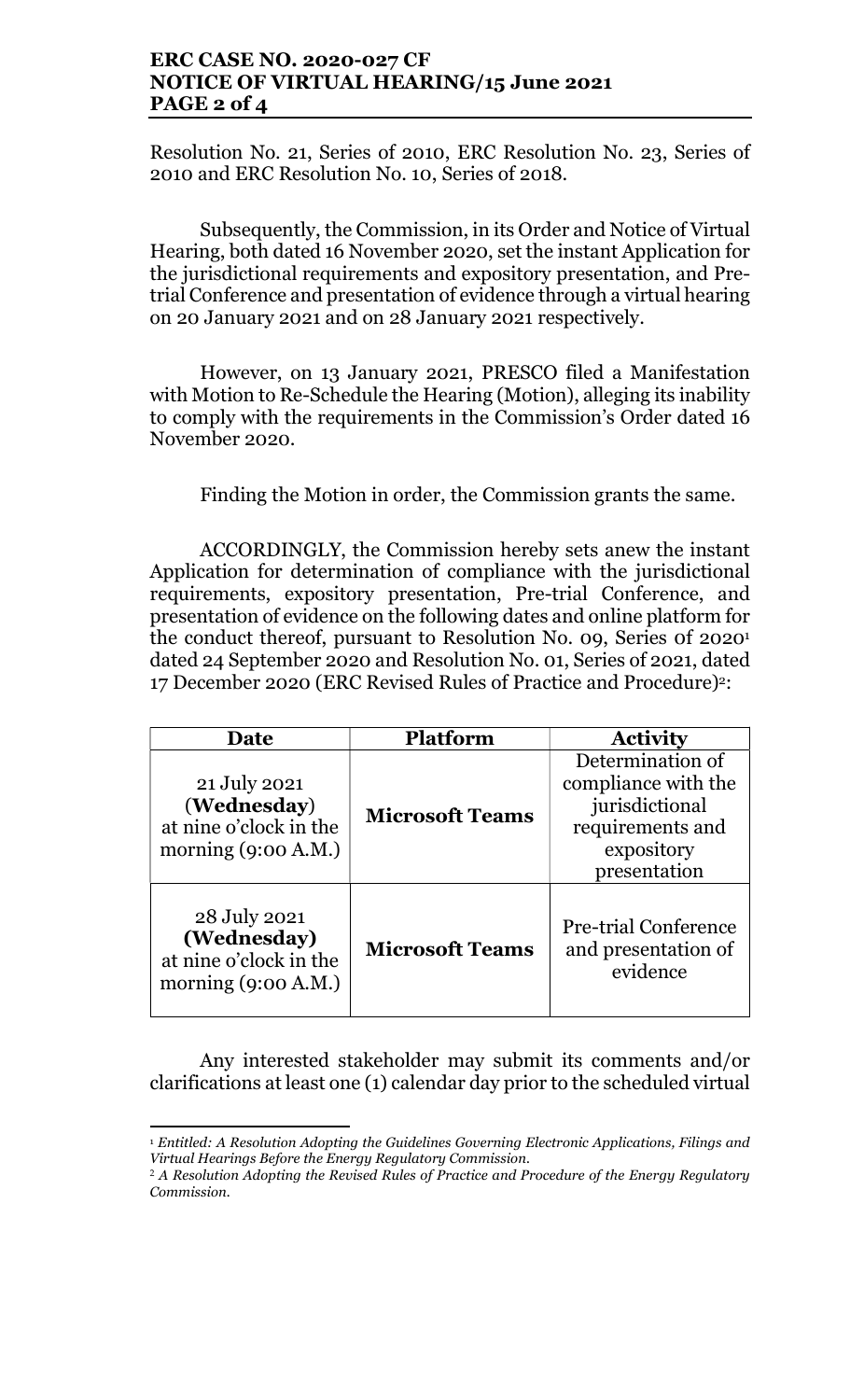Resolution No. 21, Series of 2010, ERC Resolution No. 23, Series of 2010 and ERC Resolution No. 10, Series of 2018.

Subsequently, the Commission, in its Order and Notice of Virtual Hearing, both dated 16 November 2020, set the instant Application for the jurisdictional requirements and expository presentation, and Pre-trial Conference and presentation of evidence through a virtual hearing on 20 January 2021 and on 28 January 2021 respectively.

However, on 13 January 2021, PRESCO filed a Manifestation with Motion to Re-Schedule the Hearing (Motion), alleging its inability to comply with the requirements in the Commission's Order dated 16 November 2020.

Finding the Motion in order, the Commission grants the same.

ACCORDINGLY, the Commission hereby sets anew the instant Application for determination of compliance with the jurisdictional requirements, expository presentation, Pre-trial Conference, and presentation of evidence on the following dates and online platform for the conduct thereof, pursuant to Resolution No. 09, Series 0f 2020[1] dated 24 September 2020 and Resolution No. 01, Series of 2021, dated 17 December 2020 (ERC Revised Rules of Practice and Procedure)[2]:

| Date | Platform | Activity |
|---|---|---|
| 21 July 2021 (**Wednesday**) at nine o'clock in the morning (9:00 A.M.) | **Microsoft Teams** | Determination of compliance with the jurisdictional requirements and expository presentation |
| 28 July 2021 **(Wednesday)** at nine o'clock in the morning (9:00 A.M.) | **Microsoft Teams** | Pre-trial Conference and presentation of evidence |

Any interested stakeholder may submit its comments and/or clarifications at least one (1) calendar day prior to the scheduled virtual

---

[1] *Entitled: A Resolution Adopting the Guidelines Governing Electronic Applications, Filings and Virtual Hearings Before the Energy Regulatory Commission.*

[2] *A Resolution Adopting the Revised Rules of Practice and Procedure of the Energy Regulatory Commission.*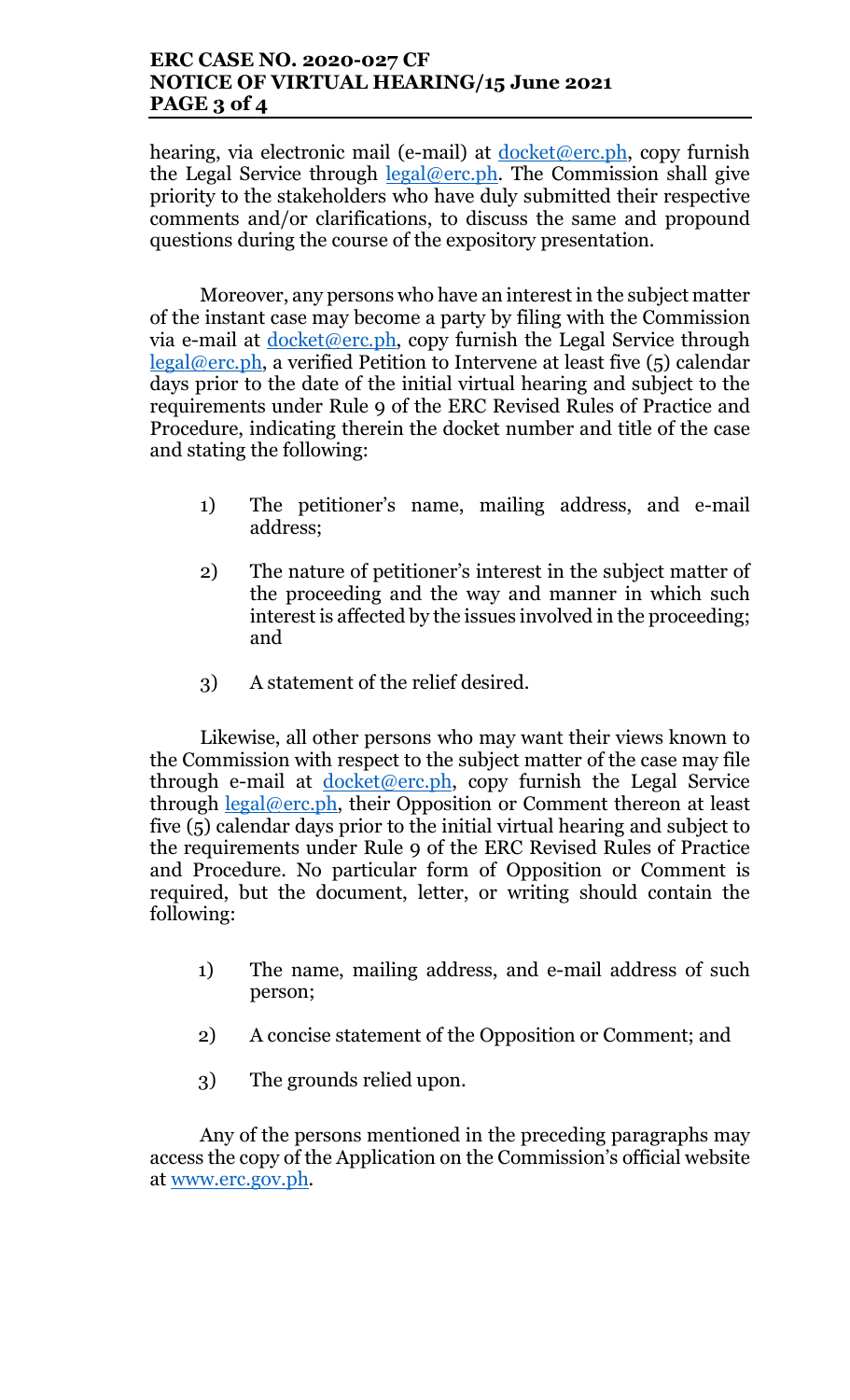hearing, via electronic mail (e-mail) at docket@erc.ph, copy furnish the Legal Service through legal@erc.ph. The Commission shall give priority to the stakeholders who have duly submitted their respective comments and/or clarifications, to discuss the same and propound questions during the course of the expository presentation.

Moreover, any persons who have an interest in the subject matter of the instant case may become a party by filing with the Commission via e-mail at docket@erc.ph, copy furnish the Legal Service through legal@erc.ph, a verified Petition to Intervene at least five (5) calendar days prior to the date of the initial virtual hearing and subject to the requirements under Rule 9 of the ERC Revised Rules of Practice and Procedure, indicating therein the docket number and title of the case and stating the following:

1) The petitioner's name, mailing address, and e-mail address;

2) The nature of petitioner's interest in the subject matter of the proceeding and the way and manner in which such interest is affected by the issues involved in the proceeding; and

3) A statement of the relief desired.

Likewise, all other persons who may want their views known to the Commission with respect to the subject matter of the case may file through e-mail at docket@erc.ph, copy furnish the Legal Service through legal@erc.ph, their Opposition or Comment thereon at least five (5) calendar days prior to the initial virtual hearing and subject to the requirements under Rule 9 of the ERC Revised Rules of Practice and Procedure. No particular form of Opposition or Comment is required, but the document, letter, or writing should contain the following:

1) The name, mailing address, and e-mail address of such person;

2) A concise statement of the Opposition or Comment; and

3) The grounds relied upon.

Any of the persons mentioned in the preceding paragraphs may access the copy of the Application on the Commission's official website at www.erc.gov.ph.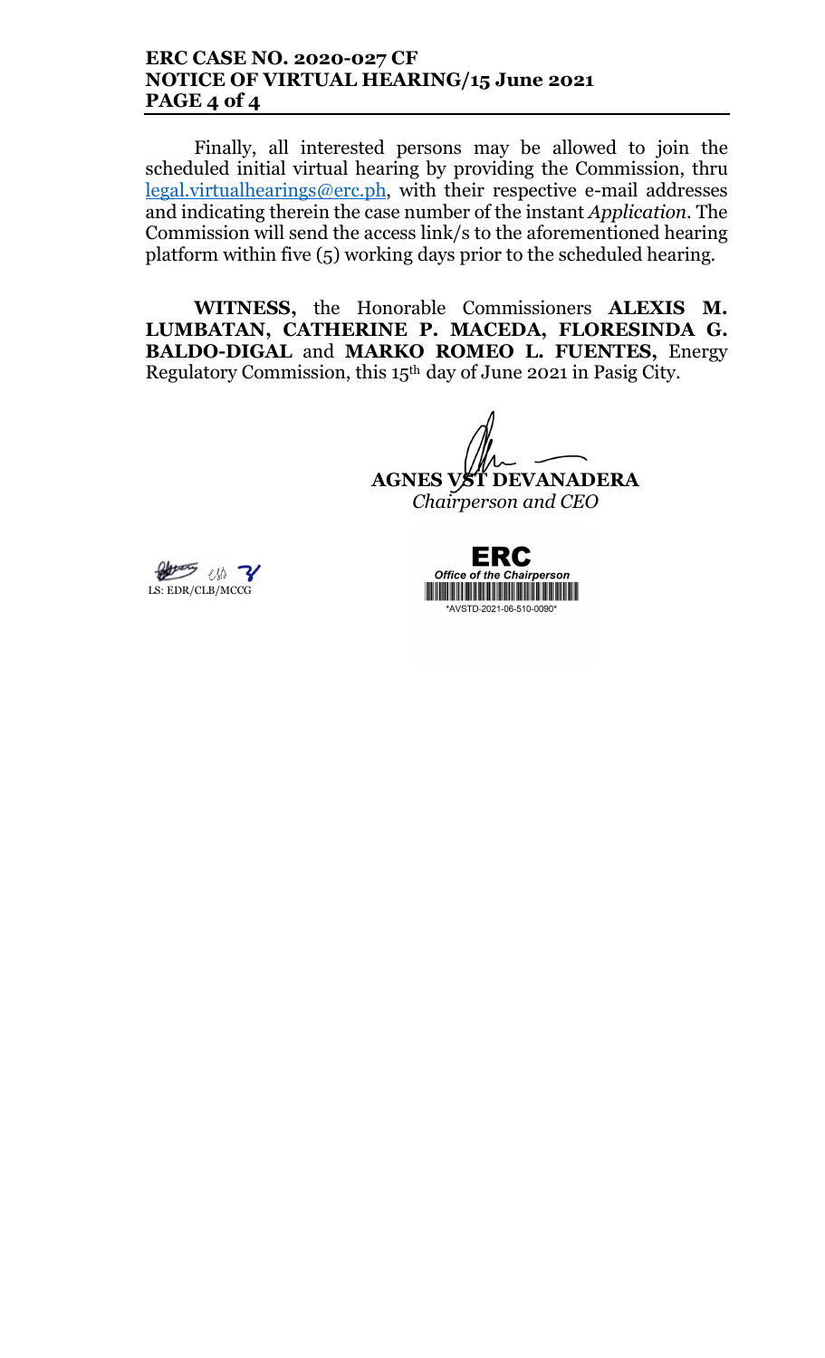Finally, all interested persons may be allowed to join the scheduled initial virtual hearing by providing the Commission, thru legal.virtualhearings@erc.ph, with their respective e-mail addresses and indicating therein the case number of the instant *Application*. The Commission will send the access link/s to the aforementioned hearing platform within five (5) working days prior to the scheduled hearing.

**WITNESS,** the Honorable Commissioners **ALEXIS M. LUMBATAN, CATHERINE P. MACEDA, FLORESINDA G. BALDO-DIGAL** and **MARKO ROMEO L. FUENTES,** Energy Regulatory Commission, this 15th day of June 2021 in Pasig City.

**AGNES VST DEVANADERA**
*Chairperson and CEO*

LS: EDR/CLB/MCCG

ERC
*Office of the Chairperson*
*AVSTD-2021-06-510-0090*